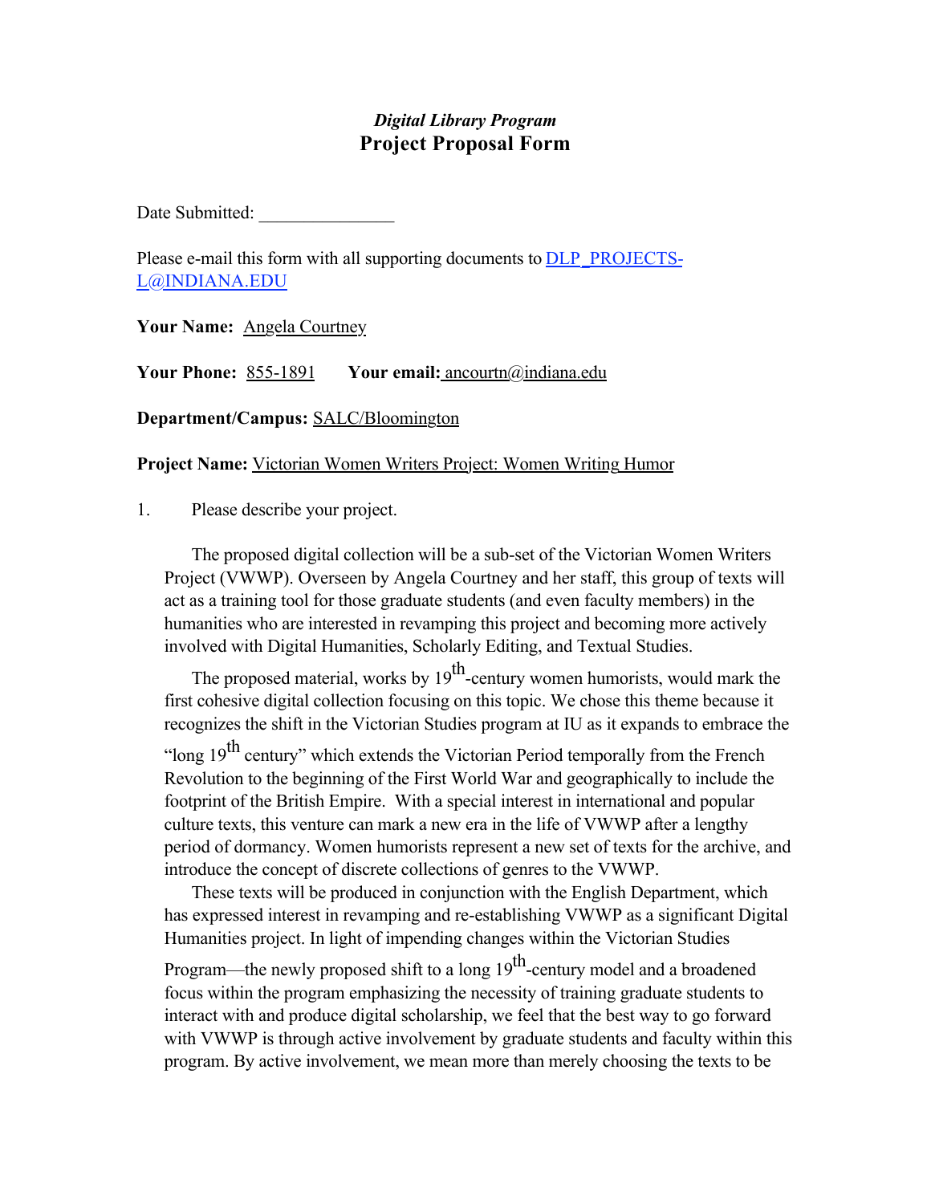*Digital Library Program*
**Project Proposal Form**

Date Submitted: _______________

Please e-mail this form with all supporting documents to DLP_PROJECTS-L@INDIANA.EDU

**Your Name:** Angela Courtney

**Your Phone:** 855-1891 **Your email:** ancourtn@indiana.edu

**Department/Campus:** SALC/Bloomington

**Project Name:** Victorian Women Writers Project: Women Writing Humor

1. Please describe your project.

The proposed digital collection will be a sub-set of the Victorian Women Writers Project (VWWP). Overseen by Angela Courtney and her staff, this group of texts will act as a training tool for those graduate students (and even faculty members) in the humanities who are interested in revamping this project and becoming more actively involved with Digital Humanities, Scholarly Editing, and Textual Studies.

The proposed material, works by 19th-century women humorists, would mark the first cohesive digital collection focusing on this topic. We chose this theme because it recognizes the shift in the Victorian Studies program at IU as it expands to embrace the "long 19th century" which extends the Victorian Period temporally from the French Revolution to the beginning of the First World War and geographically to include the footprint of the British Empire. With a special interest in international and popular culture texts, this venture can mark a new era in the life of VWWP after a lengthy period of dormancy. Women humorists represent a new set of texts for the archive, and introduce the concept of discrete collections of genres to the VWWP.

These texts will be produced in conjunction with the English Department, which has expressed interest in revamping and re-establishing VWWP as a significant Digital Humanities project. In light of impending changes within the Victorian Studies Program—the newly proposed shift to a long 19th-century model and a broadened focus within the program emphasizing the necessity of training graduate students to interact with and produce digital scholarship, we feel that the best way to go forward with VWWP is through active involvement by graduate students and faculty within this program. By active involvement, we mean more than merely choosing the texts to be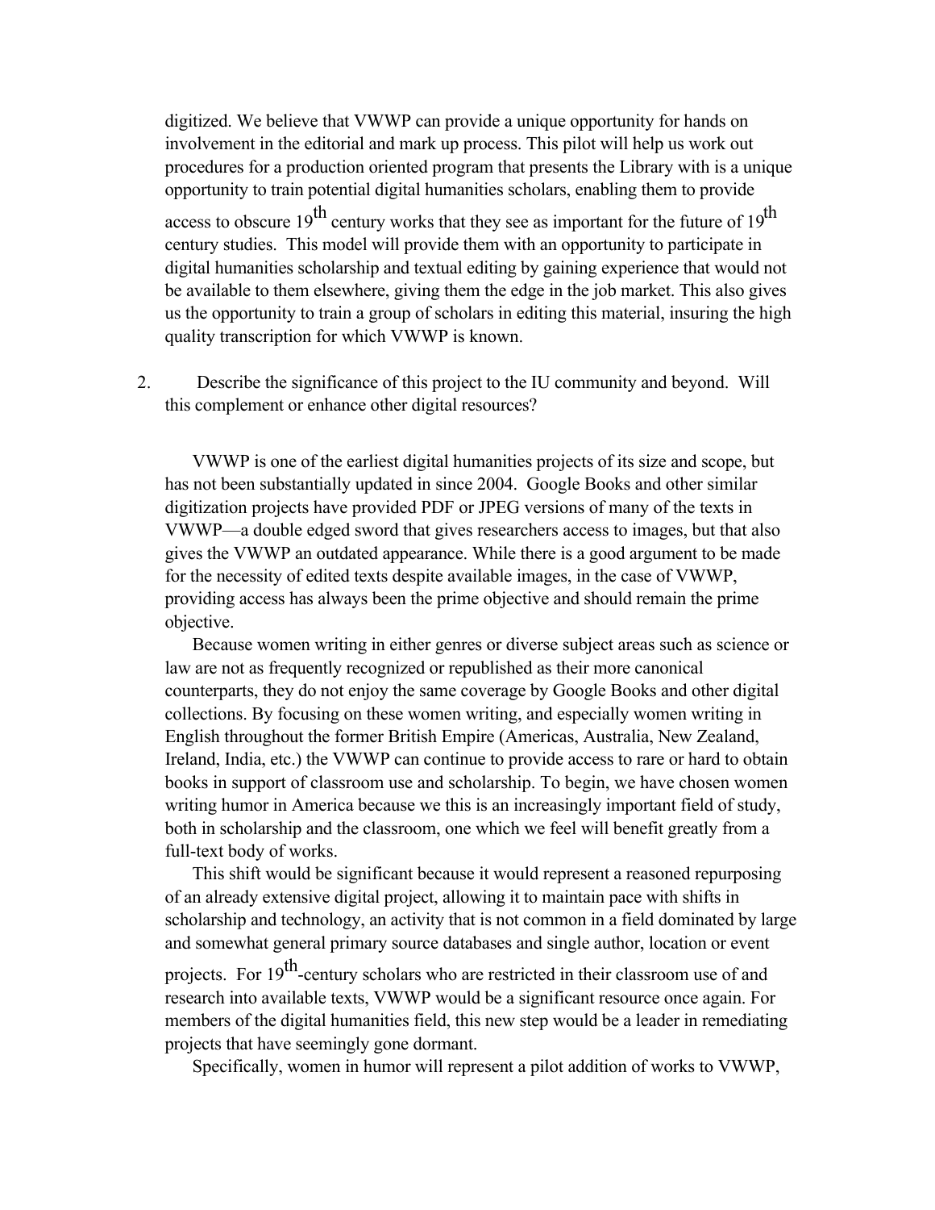digitized. We believe that VWWP can provide a unique opportunity for hands on involvement in the editorial and mark up process. This pilot will help us work out procedures for a production oriented program that presents the Library with is a unique opportunity to train potential digital humanities scholars, enabling them to provide access to obscure 19$^{th}$ century works that they see as important for the future of 19$^{th}$ century studies. This model will provide them with an opportunity to participate in digital humanities scholarship and textual editing by gaining experience that would not be available to them elsewhere, giving them the edge in the job market. This also gives us the opportunity to train a group of scholars in editing this material, insuring the high quality transcription for which VWWP is known.

2. Describe the significance of this project to the IU community and beyond. Will this complement or enhance other digital resources?

VWWP is one of the earliest digital humanities projects of its size and scope, but has not been substantially updated in since 2004. Google Books and other similar digitization projects have provided PDF or JPEG versions of many of the texts in VWWP—a double edged sword that gives researchers access to images, but that also gives the VWWP an outdated appearance. While there is a good argument to be made for the necessity of edited texts despite available images, in the case of VWWP, providing access has always been the prime objective and should remain the prime objective.

Because women writing in either genres or diverse subject areas such as science or law are not as frequently recognized or republished as their more canonical counterparts, they do not enjoy the same coverage by Google Books and other digital collections. By focusing on these women writing, and especially women writing in English throughout the former British Empire (Americas, Australia, New Zealand, Ireland, India, etc.) the VWWP can continue to provide access to rare or hard to obtain books in support of classroom use and scholarship. To begin, we have chosen women writing humor in America because we this is an increasingly important field of study, both in scholarship and the classroom, one which we feel will benefit greatly from a full-text body of works.

This shift would be significant because it would represent a reasoned repurposing of an already extensive digital project, allowing it to maintain pace with shifts in scholarship and technology, an activity that is not common in a field dominated by large and somewhat general primary source databases and single author, location or event projects. For 19$^{th}$-century scholars who are restricted in their classroom use of and research into available texts, VWWP would be a significant resource once again. For members of the digital humanities field, this new step would be a leader in remediating projects that have seemingly gone dormant.

Specifically, women in humor will represent a pilot addition of works to VWWP,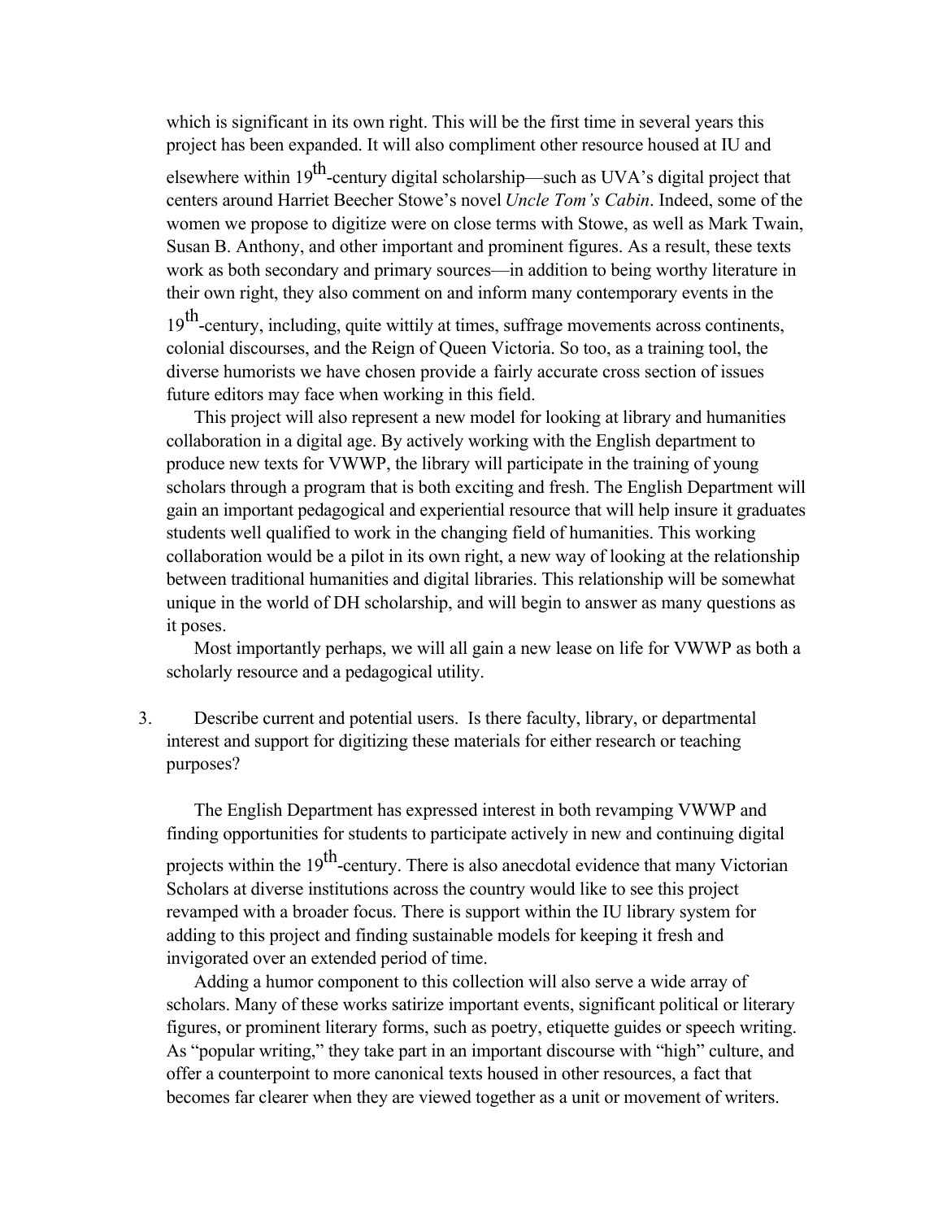which is significant in its own right. This will be the first time in several years this project has been expanded. It will also compliment other resource housed at IU and elsewhere within 19th-century digital scholarship—such as UVA's digital project that centers around Harriet Beecher Stowe's novel *Uncle Tom's Cabin*. Indeed, some of the women we propose to digitize were on close terms with Stowe, as well as Mark Twain, Susan B. Anthony, and other important and prominent figures. As a result, these texts work as both secondary and primary sources—in addition to being worthy literature in their own right, they also comment on and inform many contemporary events in the 19th-century, including, quite wittily at times, suffrage movements across continents, colonial discourses, and the Reign of Queen Victoria. So too, as a training tool, the diverse humorists we have chosen provide a fairly accurate cross section of issues future editors may face when working in this field.

This project will also represent a new model for looking at library and humanities collaboration in a digital age. By actively working with the English department to produce new texts for VWWP, the library will participate in the training of young scholars through a program that is both exciting and fresh. The English Department will gain an important pedagogical and experiential resource that will help insure it graduates students well qualified to work in the changing field of humanities. This working collaboration would be a pilot in its own right, a new way of looking at the relationship between traditional humanities and digital libraries. This relationship will be somewhat unique in the world of DH scholarship, and will begin to answer as many questions as it poses.

Most importantly perhaps, we will all gain a new lease on life for VWWP as both a scholarly resource and a pedagogical utility.

3. Describe current and potential users. Is there faculty, library, or departmental interest and support for digitizing these materials for either research or teaching purposes?

The English Department has expressed interest in both revamping VWWP and finding opportunities for students to participate actively in new and continuing digital projects within the 19th-century. There is also anecdotal evidence that many Victorian Scholars at diverse institutions across the country would like to see this project revamped with a broader focus. There is support within the IU library system for adding to this project and finding sustainable models for keeping it fresh and invigorated over an extended period of time.

Adding a humor component to this collection will also serve a wide array of scholars. Many of these works satirize important events, significant political or literary figures, or prominent literary forms, such as poetry, etiquette guides or speech writing. As "popular writing," they take part in an important discourse with "high" culture, and offer a counterpoint to more canonical texts housed in other resources, a fact that becomes far clearer when they are viewed together as a unit or movement of writers.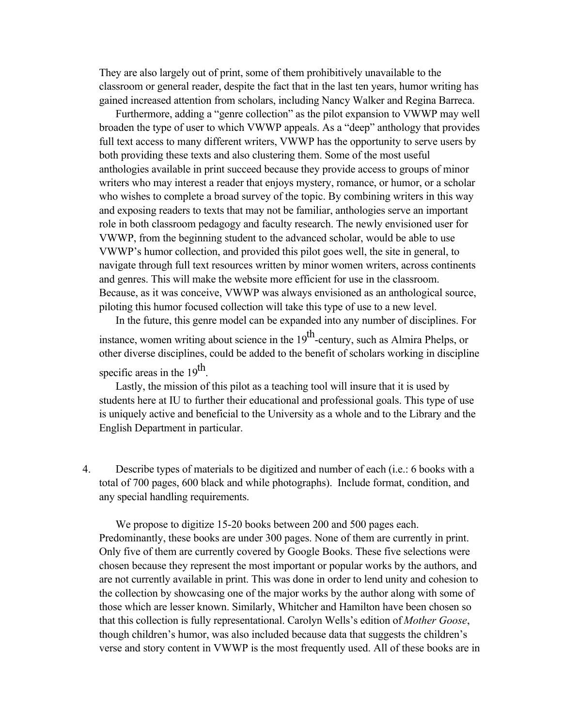They are also largely out of print, some of them prohibitively unavailable to the classroom or general reader, despite the fact that in the last ten years, humor writing has gained increased attention from scholars, including Nancy Walker and Regina Barreca.

Furthermore, adding a "genre collection" as the pilot expansion to VWWP may well broaden the type of user to which VWWP appeals. As a "deep" anthology that provides full text access to many different writers, VWWP has the opportunity to serve users by both providing these texts and also clustering them. Some of the most useful anthologies available in print succeed because they provide access to groups of minor writers who may interest a reader that enjoys mystery, romance, or humor, or a scholar who wishes to complete a broad survey of the topic. By combining writers in this way and exposing readers to texts that may not be familiar, anthologies serve an important role in both classroom pedagogy and faculty research. The newly envisioned user for VWWP, from the beginning student to the advanced scholar, would be able to use VWWP's humor collection, and provided this pilot goes well, the site in general, to navigate through full text resources written by minor women writers, across continents and genres. This will make the website more efficient for use in the classroom. Because, as it was conceive, VWWP was always envisioned as an anthological source, piloting this humor focused collection will take this type of use to a new level.

In the future, this genre model can be expanded into any number of disciplines. For instance, women writing about science in the 19$^{th}$-century, such as Almira Phelps, or other diverse disciplines, could be added to the benefit of scholars working in discipline specific areas in the 19$^{th}$.

Lastly, the mission of this pilot as a teaching tool will insure that it is used by students here at IU to further their educational and professional goals. This type of use is uniquely active and beneficial to the University as a whole and to the Library and the English Department in particular.

4. Describe types of materials to be digitized and number of each (i.e.: 6 books with a total of 700 pages, 600 black and while photographs). Include format, condition, and any special handling requirements.

We propose to digitize 15-20 books between 200 and 500 pages each. Predominantly, these books are under 300 pages. None of them are currently in print. Only five of them are currently covered by Google Books. These five selections were chosen because they represent the most important or popular works by the authors, and are not currently available in print. This was done in order to lend unity and cohesion to the collection by showcasing one of the major works by the author along with some of those which are lesser known. Similarly, Whitcher and Hamilton have been chosen so that this collection is fully representational. Carolyn Wells's edition of *Mother Goose*, though children's humor, was also included because data that suggests the children's verse and story content in VWWP is the most frequently used. All of these books are in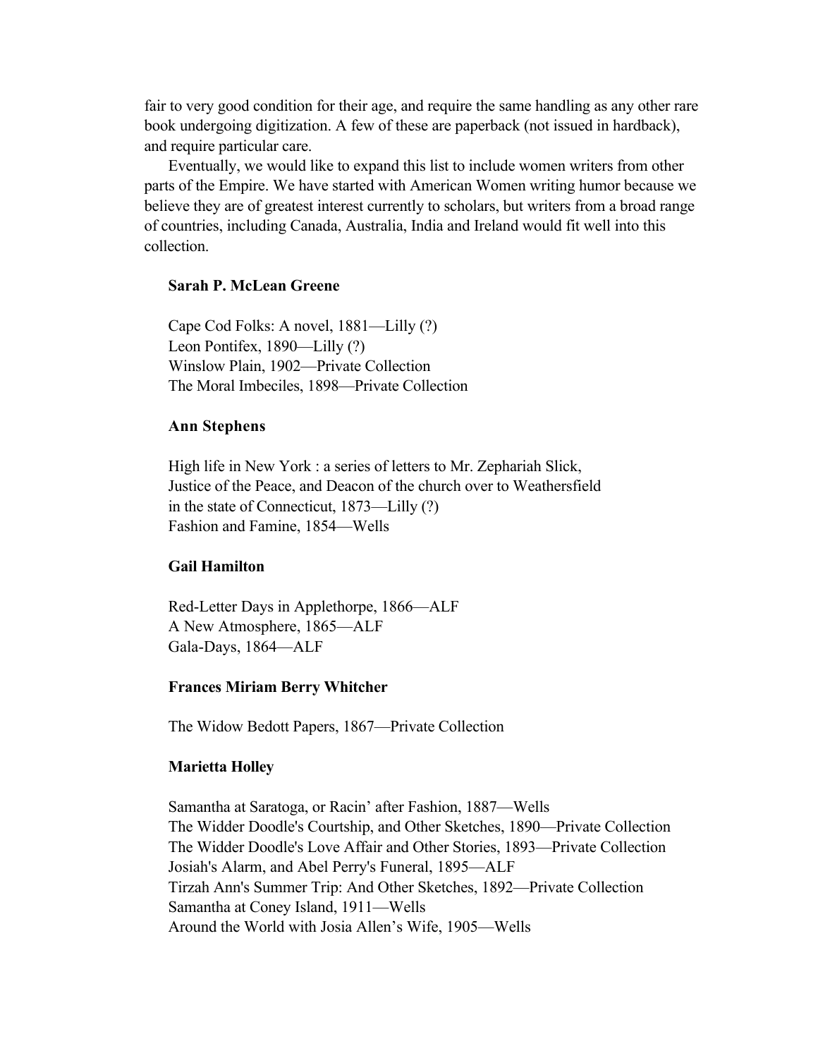fair to very good condition for their age, and require the same handling as any other rare book undergoing digitization. A few of these are paperback (not issued in hardback), and require particular care.

Eventually, we would like to expand this list to include women writers from other parts of the Empire. We have started with American Women writing humor because we believe they are of greatest interest currently to scholars, but writers from a broad range of countries, including Canada, Australia, India and Ireland would fit well into this collection.

**Sarah P. McLean Greene**

Cape Cod Folks: A novel, 1881—Lilly (?)
Leon Pontifex, 1890—Lilly (?)
Winslow Plain, 1902—Private Collection
The Moral Imbeciles, 1898—Private Collection

**Ann Stephens**

High life in New York : a series of letters to Mr. Zephariah Slick, Justice of the Peace, and Deacon of the church over to Weathersfield in the state of Connecticut, 1873—Lilly (?)
Fashion and Famine, 1854—Wells

**Gail Hamilton**

Red-Letter Days in Applethorpe, 1866—ALF
A New Atmosphere, 1865—ALF
Gala-Days, 1864—ALF

**Frances Miriam Berry Whitcher**

The Widow Bedott Papers, 1867—Private Collection

**Marietta Holley**

Samantha at Saratoga, or Racin' after Fashion, 1887—Wells
The Widder Doodle's Courtship, and Other Sketches, 1890—Private Collection
The Widder Doodle's Love Affair and Other Stories, 1893—Private Collection
Josiah's Alarm, and Abel Perry's Funeral, 1895—ALF
Tirzah Ann's Summer Trip: And Other Sketches, 1892—Private Collection
Samantha at Coney Island, 1911—Wells
Around the World with Josia Allen's Wife, 1905—Wells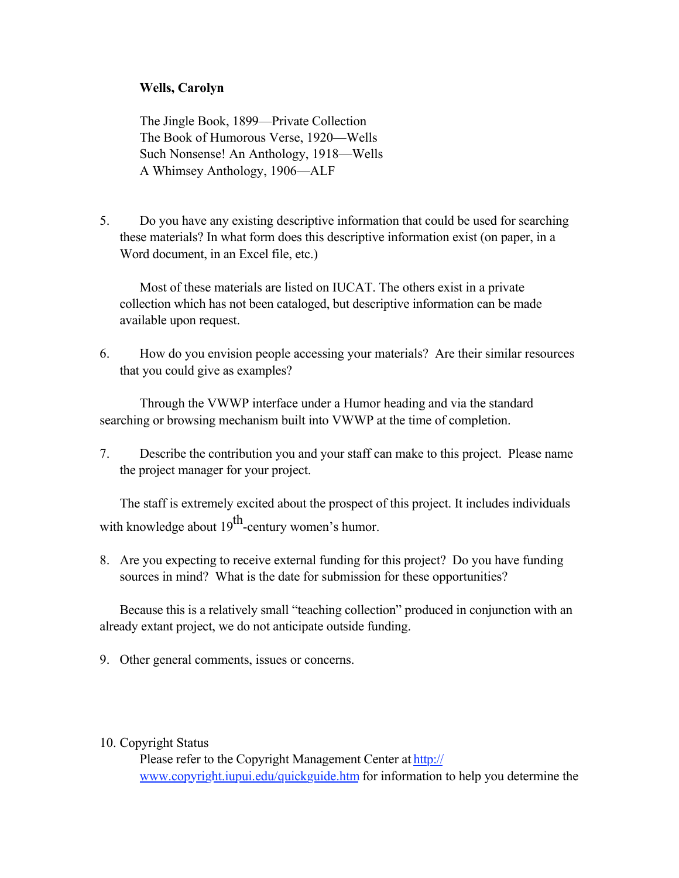**Wells, Carolyn**

The Jingle Book, 1899—Private Collection
The Book of Humorous Verse, 1920—Wells
Such Nonsense! An Anthology, 1918—Wells
A Whimsey Anthology, 1906—ALF

5. Do you have any existing descriptive information that could be used for searching these materials? In what form does this descriptive information exist (on paper, in a Word document, in an Excel file, etc.)

   Most of these materials are listed on IUCAT. The others exist in a private collection which has not been cataloged, but descriptive information can be made available upon request.

6. How do you envision people accessing your materials? Are their similar resources that you could give as examples?

   Through the VWWP interface under a Humor heading and via the standard searching or browsing mechanism built into VWWP at the time of completion.

7. Describe the contribution you and your staff can make to this project. Please name the project manager for your project.

   The staff is extremely excited about the prospect of this project. It includes individuals with knowledge about 19th-century women's humor.

8. Are you expecting to receive external funding for this project? Do you have funding sources in mind? What is the date for submission for these opportunities?

   Because this is a relatively small "teaching collection" produced in conjunction with an already extant project, we do not anticipate outside funding.

9. Other general comments, issues or concerns.

10. Copyright Status

    Please refer to the Copyright Management Center at http://www.copyright.iupui.edu/quickguide.htm for information to help you determine the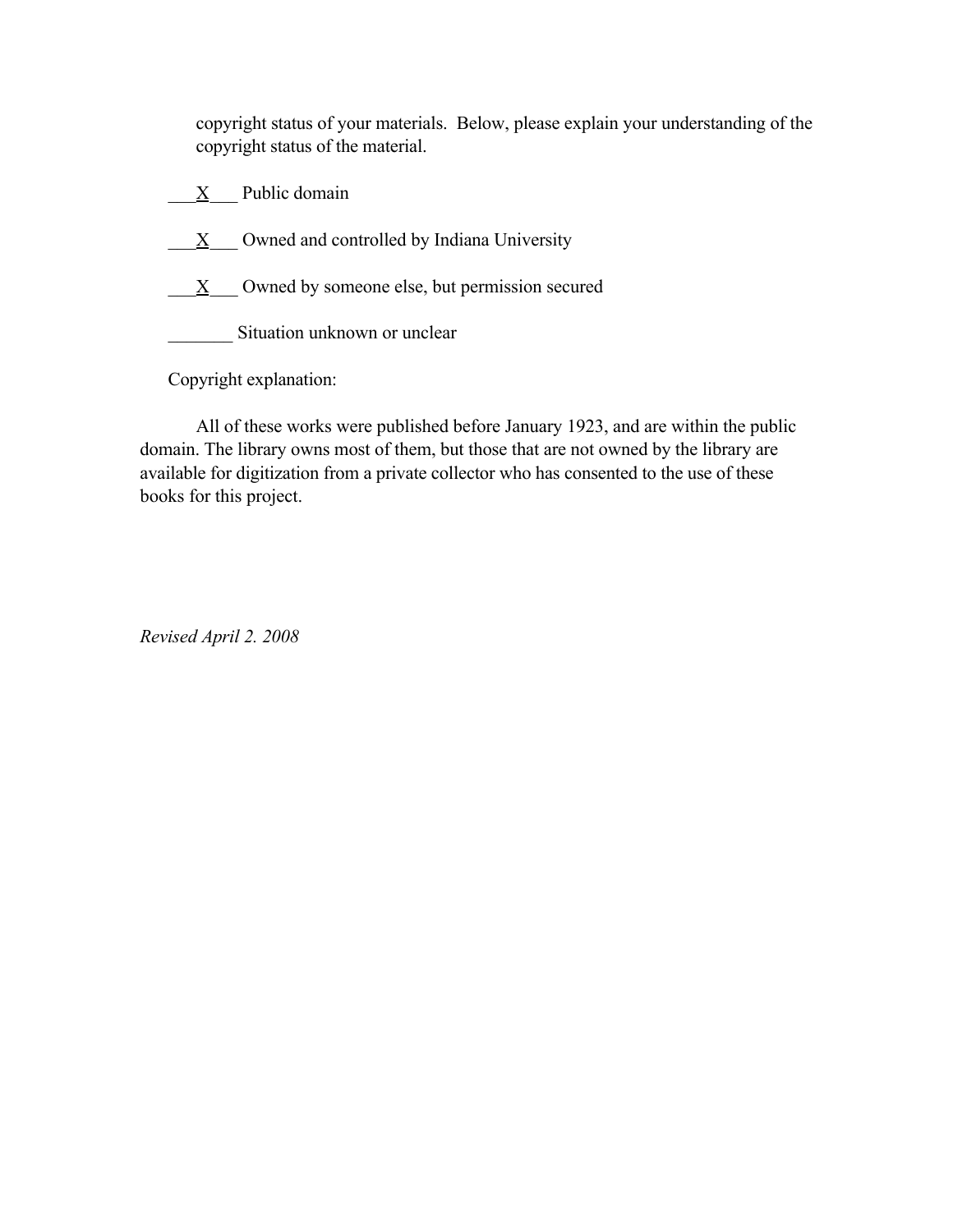copyright status of your materials. Below, please explain your understanding of the copyright status of the material.

___X___ Public domain

___X___ Owned and controlled by Indiana University

___X___ Owned by someone else, but permission secured

_______ Situation unknown or unclear

Copyright explanation:

All of these works were published before January 1923, and are within the public domain. The library owns most of them, but those that are not owned by the library are available for digitization from a private collector who has consented to the use of these books for this project.

*Revised April 2. 2008*